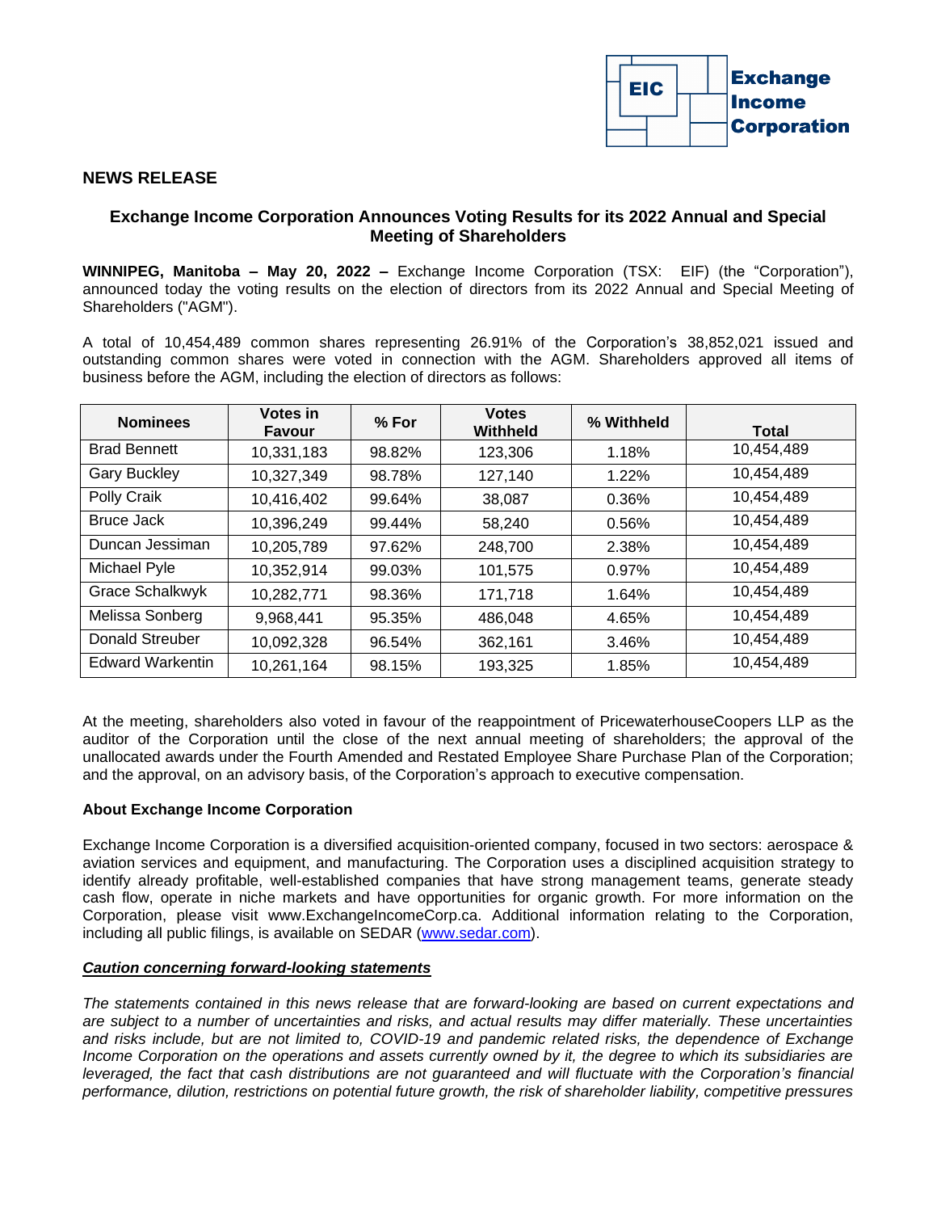Exchange Income Corporation

## NEWS RELEASE

### Exchange Income Corporation Announces Voting Results for its 2022 Annual and Special Meeting of Shareholders

**WINNIPEG, Manitoba – May 20, 2022 –** Exchange Income Corporation (TSX: EIF) (the "Corporation"), announced today the voting results on the election of directors from its 2022 Annual and Special Meeting of Shareholders ("AGM").

A total of 10,454,489 common shares representing 26.91% of the Corporation's 38,852,021 issued and outstanding common shares were voted in connection with the AGM. Shareholders approved all items of business before the AGM, including the election of directors as follows:

| Nominees | Votes in Favour | % For | Votes Withheld | % Withheld | Total |
|---|---|---|---|---|---|
| Brad Bennett | 10,331,183 | 98.82% | 123,306 | 1.18% | 10,454,489 |
| Gary Buckley | 10,327,349 | 98.78% | 127,140 | 1.22% | 10,454,489 |
| Polly Craik | 10,416,402 | 99.64% | 38,087 | 0.36% | 10,454,489 |
| Bruce Jack | 10,396,249 | 99.44% | 58,240 | 0.56% | 10,454,489 |
| Duncan Jessiman | 10,205,789 | 97.62% | 248,700 | 2.38% | 10,454,489 |
| Michael Pyle | 10,352,914 | 99.03% | 101,575 | 0.97% | 10,454,489 |
| Grace Schalkwyk | 10,282,771 | 98.36% | 171,718 | 1.64% | 10,454,489 |
| Melissa Sonberg | 9,968,441 | 95.35% | 486,048 | 4.65% | 10,454,489 |
| Donald Streuber | 10,092,328 | 96.54% | 362,161 | 3.46% | 10,454,489 |
| Edward Warkentin | 10,261,164 | 98.15% | 193,325 | 1.85% | 10,454,489 |

At the meeting, shareholders also voted in favour of the reappointment of PricewaterhouseCoopers LLP as the auditor of the Corporation until the close of the next annual meeting of shareholders; the approval of the unallocated awards under the Fourth Amended and Restated Employee Share Purchase Plan of the Corporation; and the approval, on an advisory basis, of the Corporation's approach to executive compensation.

**About Exchange Income Corporation**

Exchange Income Corporation is a diversified acquisition-oriented company, focused in two sectors: aerospace & aviation services and equipment, and manufacturing. The Corporation uses a disciplined acquisition strategy to identify already profitable, well-established companies that have strong management teams, generate steady cash flow, operate in niche markets and have opportunities for organic growth. For more information on the Corporation, please visit www.ExchangeIncomeCorp.ca. Additional information relating to the Corporation, including all public filings, is available on SEDAR (www.sedar.com).

***Caution concerning forward-looking statements***

*The statements contained in this news release that are forward-looking are based on current expectations and are subject to a number of uncertainties and risks, and actual results may differ materially. These uncertainties and risks include, but are not limited to, COVID-19 and pandemic related risks, the dependence of Exchange Income Corporation on the operations and assets currently owned by it, the degree to which its subsidiaries are leveraged, the fact that cash distributions are not guaranteed and will fluctuate with the Corporation's financial performance, dilution, restrictions on potential future growth, the risk of shareholder liability, competitive pressures*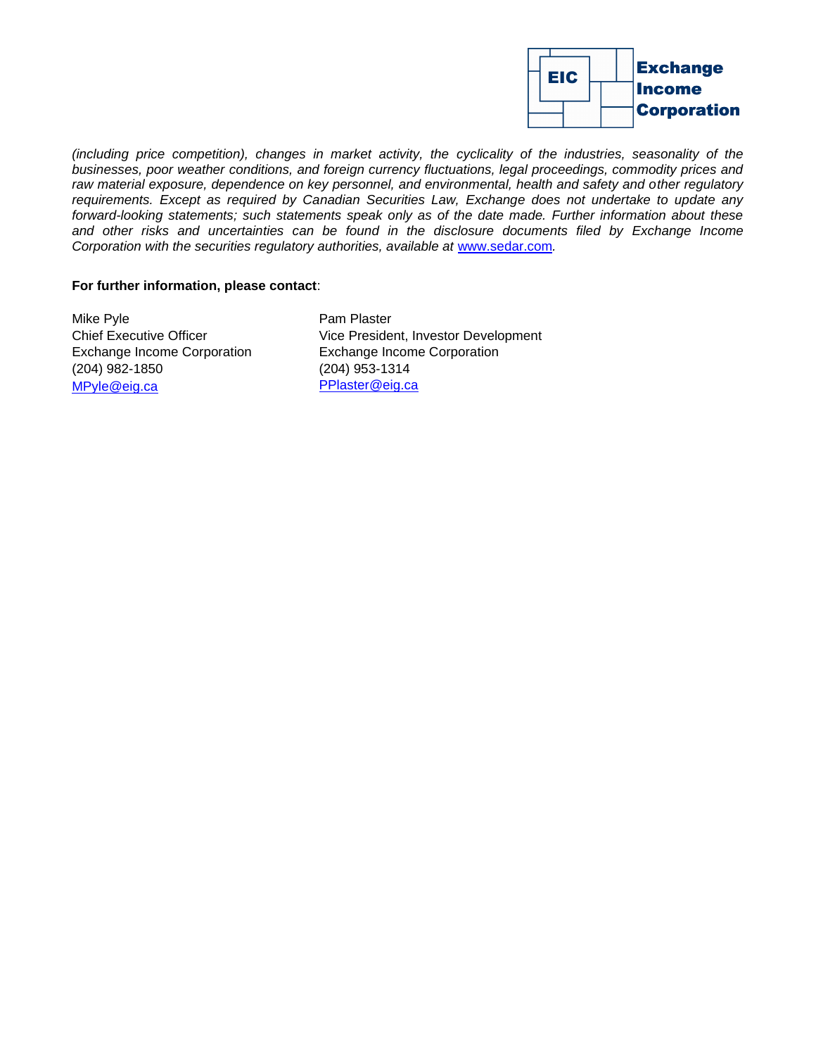*(including price competition), changes in market activity, the cyclicality of the industries, seasonality of the businesses, poor weather conditions, and foreign currency fluctuations, legal proceedings, commodity prices and raw material exposure, dependence on key personnel, and environmental, health and safety and other regulatory requirements. Except as required by Canadian Securities Law, Exchange does not undertake to update any forward-looking statements; such statements speak only as of the date made. Further information about these and other risks and uncertainties can be found in the disclosure documents filed by Exchange Income Corporation with the securities regulatory authorities, available at* [www.sedar.com](http://www.sedar.com)*.*

**For further information, please contact**:

Mike Pyle
Chief Executive Officer
Exchange Income Corporation
(204) 982-1850
[MPyle@eig.ca](mailto:MPyle@eig.ca)

Pam Plaster
Vice President, Investor Development
Exchange Income Corporation
(204) 953-1314
[PPlaster@eig.ca](mailto:PPlaster@eig.ca)